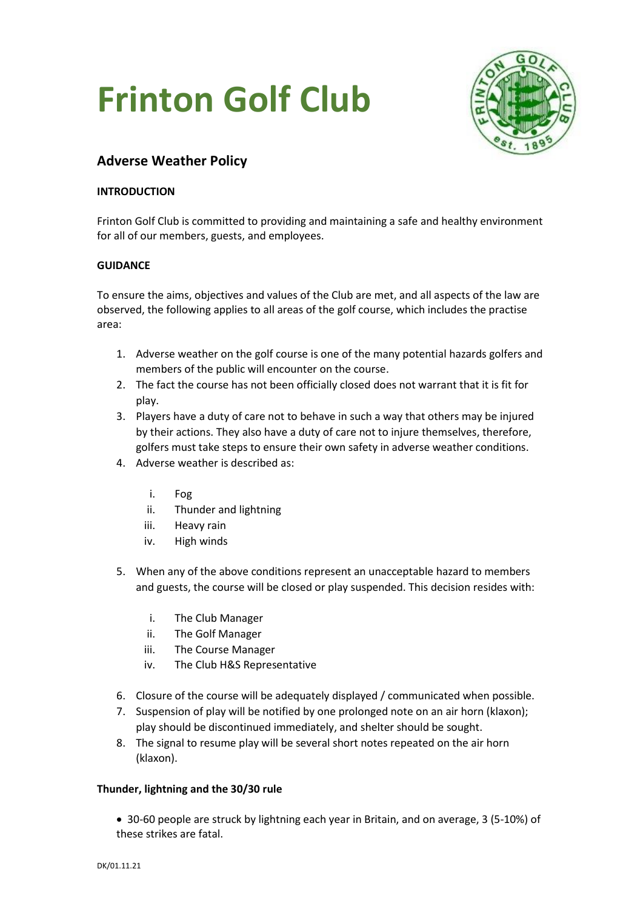# Frinton Golf Club

## Adverse Weather Policy

**INTRODUCTION**

Frinton Golf Club is committed to providing and maintaining a safe and healthy environment for all of our members, guests, and employees.

**GUIDANCE**

To ensure the aims, objectives and values of the Club are met, and all aspects of the law are observed, the following applies to all areas of the golf course, which includes the practise area:

1. Adverse weather on the golf course is one of the many potential hazards golfers and members of the public will encounter on the course.
2. The fact the course has not been officially closed does not warrant that it is fit for play.
3. Players have a duty of care not to behave in such a way that others may be injured by their actions. They also have a duty of care not to injure themselves, therefore, golfers must take steps to ensure their own safety in adverse weather conditions.
4. Adverse weather is described as:

    i. Fog
    ii. Thunder and lightning
    iii. Heavy rain
    iv. High winds

5. When any of the above conditions represent an unacceptable hazard to members and guests, the course will be closed or play suspended. This decision resides with:

    i. The Club Manager
    ii. The Golf Manager
    iii. The Course Manager
    iv. The Club H&S Representative

6. Closure of the course will be adequately displayed / communicated when possible.
7. Suspension of play will be notified by one prolonged note on an air horn (klaxon); play should be discontinued immediately, and shelter should be sought.
8. The signal to resume play will be several short notes repeated on the air horn (klaxon).

**Thunder, lightning and the 30/30 rule**

- 30-60 people are struck by lightning each year in Britain, and on average, 3 (5-10%) of these strikes are fatal.

DK/01.11.21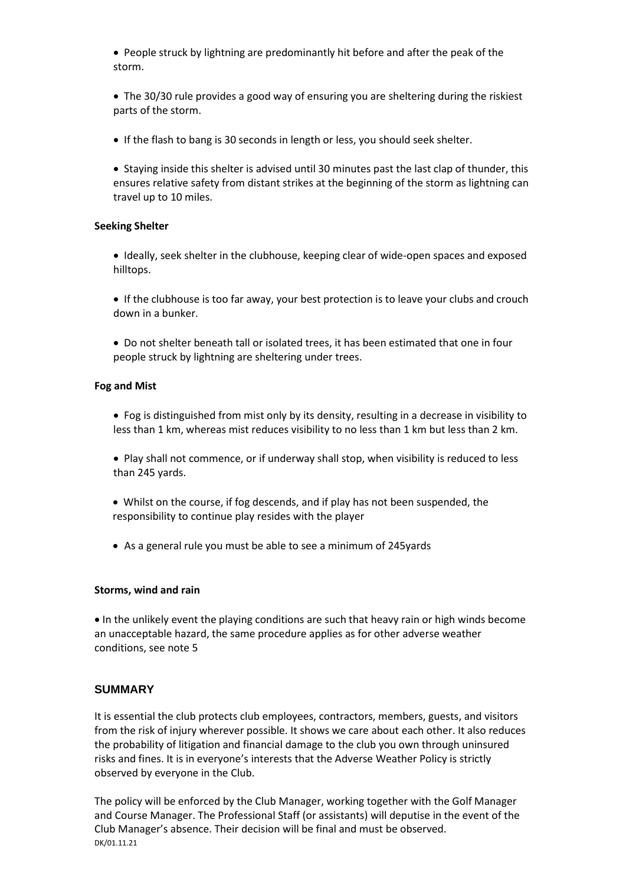- People struck by lightning are predominantly hit before and after the peak of the storm.
- The 30/30 rule provides a good way of ensuring you are sheltering during the riskiest parts of the storm.
- If the flash to bang is 30 seconds in length or less, you should seek shelter.
- Staying inside this shelter is advised until 30 minutes past the last clap of thunder, this ensures relative safety from distant strikes at the beginning of the storm as lightning can travel up to 10 miles.

**Seeking Shelter**

- Ideally, seek shelter in the clubhouse, keeping clear of wide-open spaces and exposed hilltops.
- If the clubhouse is too far away, your best protection is to leave your clubs and crouch down in a bunker.
- Do not shelter beneath tall or isolated trees, it has been estimated that one in four people struck by lightning are sheltering under trees.

**Fog and Mist**

- Fog is distinguished from mist only by its density, resulting in a decrease in visibility to less than 1 km, whereas mist reduces visibility to no less than 1 km but less than 2 km.
- Play shall not commence, or if underway shall stop, when visibility is reduced to less than 245 yards.
- Whilst on the course, if fog descends, and if play has not been suspended, the responsibility to continue play resides with the player
- As a general rule you must be able to see a minimum of 245yards

**Storms, wind and rain**

- In the unlikely event the playing conditions are such that heavy rain or high winds become an unacceptable hazard, the same procedure applies as for other adverse weather conditions, see note 5

## SUMMARY

It is essential the club protects club employees, contractors, members, guests, and visitors from the risk of injury wherever possible. It shows we care about each other. It also reduces the probability of litigation and financial damage to the club you own through uninsured risks and fines. It is in everyone's interests that the Adverse Weather Policy is strictly observed by everyone in the Club.

The policy will be enforced by the Club Manager, working together with the Golf Manager and Course Manager. The Professional Staff (or assistants) will deputise in the event of the Club Manager's absence. Their decision will be final and must be observed.

DK/01.11.21